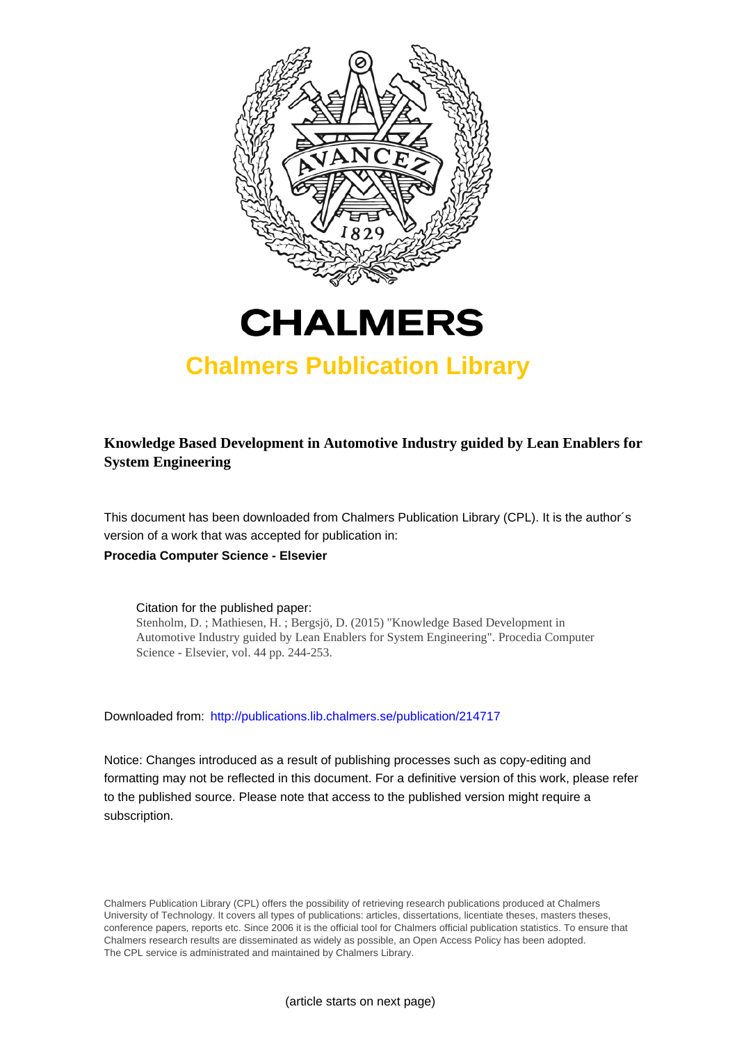# CHALMERS

## Chalmers Publication Library

**Knowledge Based Development in Automotive Industry guided by Lean Enablers for System Engineering**

This document has been downloaded from Chalmers Publication Library (CPL). It is the author´s version of a work that was accepted for publication in:

**Procedia Computer Science - Elsevier**

Citation for the published paper:
Stenholm, D. ; Mathiesen, H. ; Bergsjö, D. (2015) "Knowledge Based Development in Automotive Industry guided by Lean Enablers for System Engineering". Procedia Computer Science - Elsevier, vol. 44 pp. 244-253.

Downloaded from: http://publications.lib.chalmers.se/publication/214717

Notice: Changes introduced as a result of publishing processes such as copy-editing and formatting may not be reflected in this document. For a definitive version of this work, please refer to the published source. Please note that access to the published version might require a subscription.

Chalmers Publication Library (CPL) offers the possibility of retrieving research publications produced at Chalmers University of Technology. It covers all types of publications: articles, dissertations, licentiate theses, masters theses, conference papers, reports etc. Since 2006 it is the official tool for Chalmers official publication statistics. To ensure that Chalmers research results are disseminated as widely as possible, an Open Access Policy has been adopted. The CPL service is administrated and maintained by Chalmers Library.

(article starts on next page)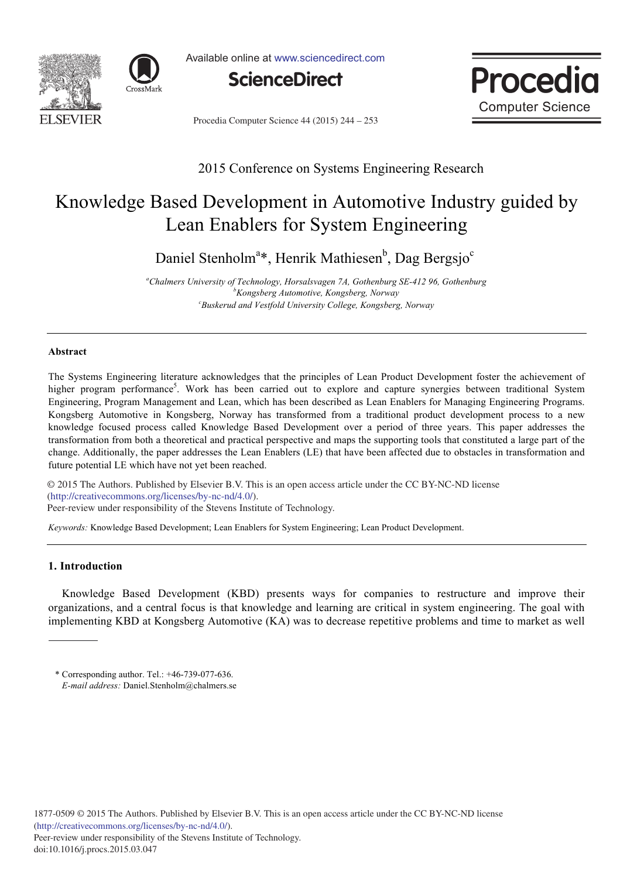# Knowledge Based Development in Automotive Industry guided by Lean Enablers for System Engineering

Daniel Stenholm[a]*, Henrik Mathiesen[b], Dag Bergsjo[c]

[a]Chalmers University of Technology, Horsalsvagen 7A, Gothenburg SE-412 96, Gothenburg
[b]Kongsberg Automotive, Kongsberg, Norway
[c]Buskerud and Vestfold University College, Kongsberg, Norway

## Abstract

The Systems Engineering literature acknowledges that the principles of Lean Product Development foster the achievement of higher program performance[5]. Work has been carried out to explore and capture synergies between traditional System Engineering, Program Management and Lean, which has been described as Lean Enablers for Managing Engineering Programs. Kongsberg Automotive in Kongsberg, Norway has transformed from a traditional product development process to a new knowledge focused process called Knowledge Based Development over a period of three years. This paper addresses the transformation from both a theoretical and practical perspective and maps the supporting tools that constituted a large part of the change. Additionally, the paper addresses the Lean Enablers (LE) that have been affected due to obstacles in transformation and future potential LE which have not yet been reached.

© 2015 The Authors. Published by Elsevier B.V. This is an open access article under the CC BY-NC-ND license (http://creativecommons.org/licenses/by-nc-nd/4.0/).
Peer-review under responsibility of the Stevens Institute of Technology.

*Keywords:* Knowledge Based Development; Lean Enablers for System Engineering; Lean Product Development.

## 1. Introduction

Knowledge Based Development (KBD) presents ways for companies to restructure and improve their organizations, and a central focus is that knowledge and learning are critical in system engineering. The goal with implementing KBD at Kongsberg Automotive (KA) was to decrease repetitive problems and time to market as well

* Corresponding author. Tel.: +46-739-077-636.
*E-mail address:* Daniel.Stenholm@chalmers.se

1877-0509 © 2015 The Authors. Published by Elsevier B.V. This is an open access article under the CC BY-NC-ND license (http://creativecommons.org/licenses/by-nc-nd/4.0/).
Peer-review under responsibility of the Stevens Institute of Technology.
doi:10.1016/j.procs.2015.03.047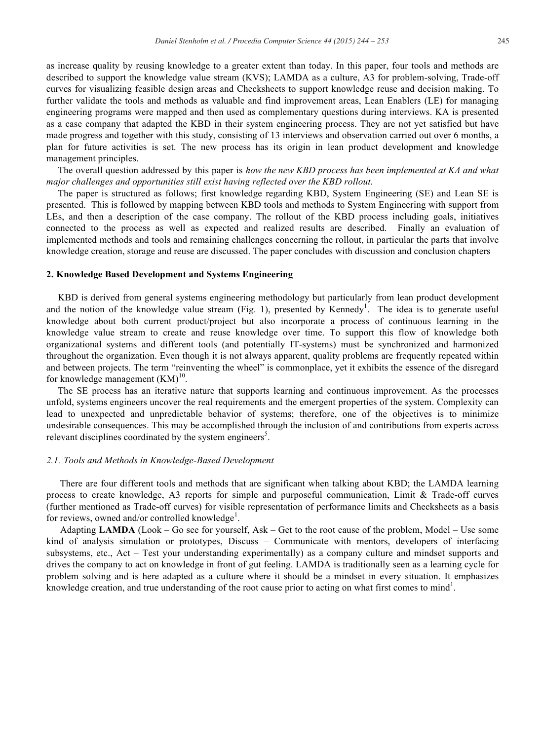as increase quality by reusing knowledge to a greater extent than today. In this paper, four tools and methods are described to support the knowledge value stream (KVS); LAMDA as a culture, A3 for problem-solving, Trade-off curves for visualizing feasible design areas and Checksheets to support knowledge reuse and decision making. To further validate the tools and methods as valuable and find improvement areas, Lean Enablers (LE) for managing engineering programs were mapped and then used as complementary questions during interviews. KA is presented as a case company that adapted the KBD in their system engineering process. They are not yet satisfied but have made progress and together with this study, consisting of 13 interviews and observation carried out over 6 months, a plan for future activities is set. The new process has its origin in lean product development and knowledge management principles.

The overall question addressed by this paper is *how the new KBD process has been implemented at KA and what major challenges and opportunities still exist having reflected over the KBD rollout*.

The paper is structured as follows; first knowledge regarding KBD, System Engineering (SE) and Lean SE is presented. This is followed by mapping between KBD tools and methods to System Engineering with support from LEs, and then a description of the case company. The rollout of the KBD process including goals, initiatives connected to the process as well as expected and realized results are described. Finally an evaluation of implemented methods and tools and remaining challenges concerning the rollout, in particular the parts that involve knowledge creation, storage and reuse are discussed. The paper concludes with discussion and conclusion chapters

## 2. Knowledge Based Development and Systems Engineering

KBD is derived from general systems engineering methodology but particularly from lean product development and the notion of the knowledge value stream (Fig. 1), presented by Kennedy[1]. The idea is to generate useful knowledge about both current product/project but also incorporate a process of continuous learning in the knowledge value stream to create and reuse knowledge over time. To support this flow of knowledge both organizational systems and different tools (and potentially IT-systems) must be synchronized and harmonized throughout the organization. Even though it is not always apparent, quality problems are frequently repeated within and between projects. The term "reinventing the wheel" is commonplace, yet it exhibits the essence of the disregard for knowledge management (KM)[10].

The SE process has an iterative nature that supports learning and continuous improvement. As the processes unfold, systems engineers uncover the real requirements and the emergent properties of the system. Complexity can lead to unexpected and unpredictable behavior of systems; therefore, one of the objectives is to minimize undesirable consequences. This may be accomplished through the inclusion of and contributions from experts across relevant disciplines coordinated by the system engineers[5].

### *2.1. Tools and Methods in Knowledge-Based Development*

There are four different tools and methods that are significant when talking about KBD; the LAMDA learning process to create knowledge, A3 reports for simple and purposeful communication, Limit & Trade-off curves (further mentioned as Trade-off curves) for visible representation of performance limits and Checksheets as a basis for reviews, owned and/or controlled knowledge[1].

Adapting **LAMDA** (Look – Go see for yourself, Ask – Get to the root cause of the problem, Model – Use some kind of analysis simulation or prototypes, Discuss – Communicate with mentors, developers of interfacing subsystems, etc., Act – Test your understanding experimentally) as a company culture and mindset supports and drives the company to act on knowledge in front of gut feeling. LAMDA is traditionally seen as a learning cycle for problem solving and is here adapted as a culture where it should be a mindset in every situation. It emphasizes knowledge creation, and true understanding of the root cause prior to acting on what first comes to mind[1].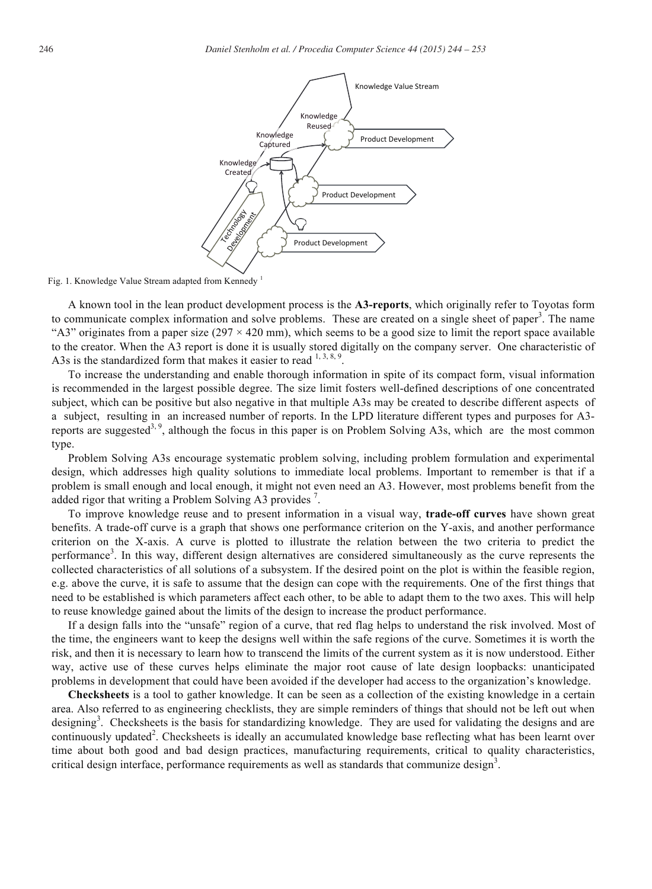Knowledge Value Stream

Knowledge Reused

Knowledge Captured

Knowledge Created

Product Development

Product Development

Product Development

Technology Development

Fig. 1. Knowledge Value Stream adapted from Kennedy [1]

A known tool in the lean product development process is the **A3-reports**, which originally refer to Toyotas form to communicate complex information and solve problems. These are created on a single sheet of paper[3]. The name "A3" originates from a paper size (297 × 420 mm), which seems to be a good size to limit the report space available to the creator. When the A3 report is done it is usually stored digitally on the company server. One characteristic of A3s is the standardized form that makes it easier to read [1, 3, 8, 9].

To increase the understanding and enable thorough information in spite of its compact form, visual information is recommended in the largest possible degree. The size limit fosters well-defined descriptions of one concentrated subject, which can be positive but also negative in that multiple A3s may be created to describe different aspects of a subject, resulting in an increased number of reports. In the LPD literature different types and purposes for A3-reports are suggested[3, 9], although the focus in this paper is on Problem Solving A3s, which are the most common type.

Problem Solving A3s encourage systematic problem solving, including problem formulation and experimental design, which addresses high quality solutions to immediate local problems. Important to remember is that if a problem is small enough and local enough, it might not even need an A3. However, most problems benefit from the added rigor that writing a Problem Solving A3 provides [7].

To improve knowledge reuse and to present information in a visual way, **trade-off curves** have shown great benefits. A trade-off curve is a graph that shows one performance criterion on the Y-axis, and another performance criterion on the X-axis. A curve is plotted to illustrate the relation between the two criteria to predict the performance[3]. In this way, different design alternatives are considered simultaneously as the curve represents the collected characteristics of all solutions of a subsystem. If the desired point on the plot is within the feasible region, e.g. above the curve, it is safe to assume that the design can cope with the requirements. One of the first things that need to be established is which parameters affect each other, to be able to adapt them to the two axes. This will help to reuse knowledge gained about the limits of the design to increase the product performance.

If a design falls into the "unsafe" region of a curve, that red flag helps to understand the risk involved. Most of the time, the engineers want to keep the designs well within the safe regions of the curve. Sometimes it is worth the risk, and then it is necessary to learn how to transcend the limits of the current system as it is now understood. Either way, active use of these curves helps eliminate the major root cause of late design loopbacks: unanticipated problems in development that could have been avoided if the developer had access to the organization's knowledge.

**Checksheets** is a tool to gather knowledge. It can be seen as a collection of the existing knowledge in a certain area. Also referred to as engineering checklists, they are simple reminders of things that should not be left out when designing[3]. Checksheets is the basis for standardizing knowledge. They are used for validating the designs and are continuously updated[2]. Checksheets is ideally an accumulated knowledge base reflecting what has been learnt over time about both good and bad design practices, manufacturing requirements, critical to quality characteristics, critical design interface, performance requirements as well as standards that communize design[3].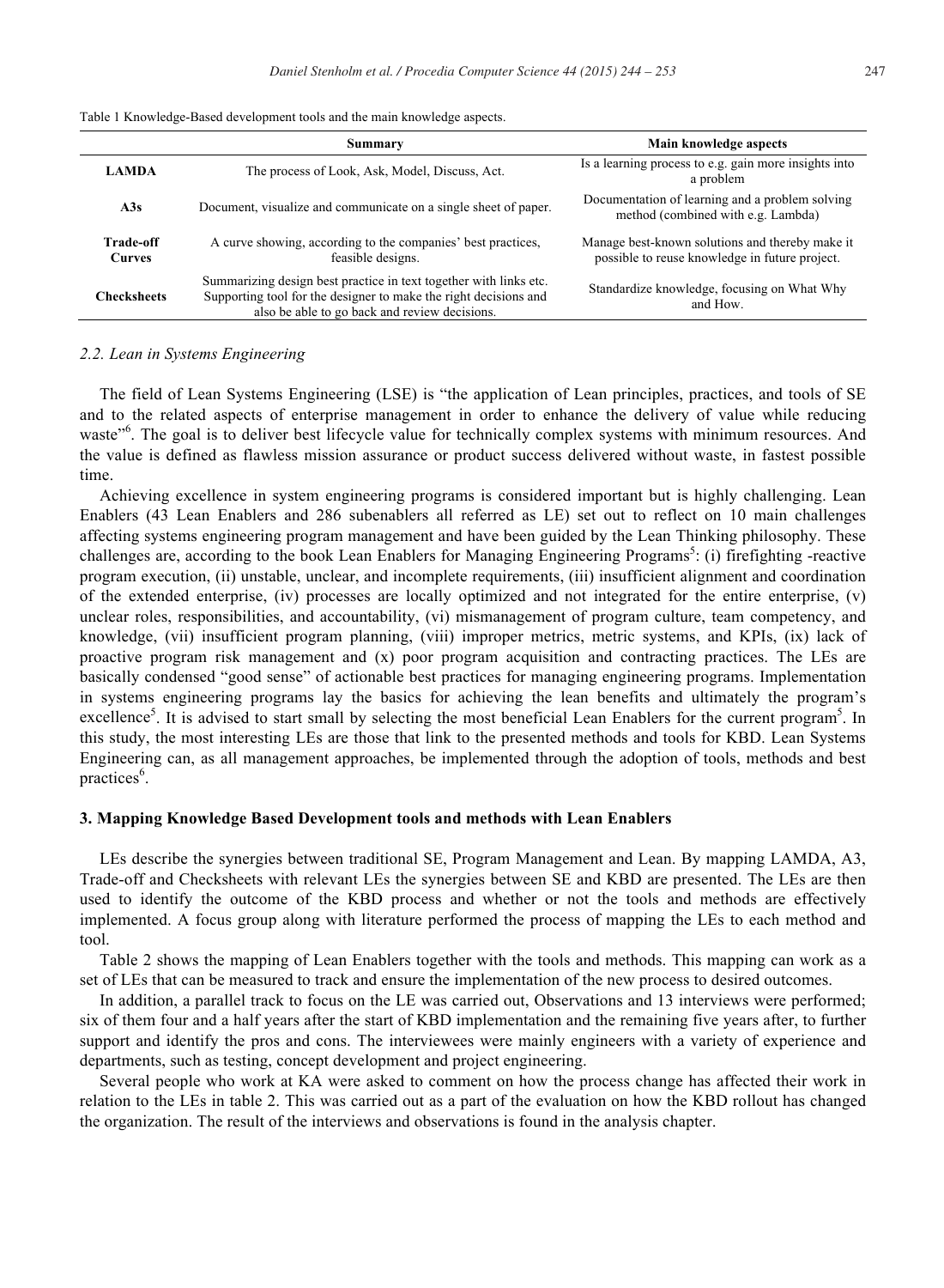Table 1 Knowledge-Based development tools and the main knowledge aspects.

| | Summary | Main knowledge aspects |
|---|---|---|
| **LAMDA** | The process of Look, Ask, Model, Discuss, Act. | Is a learning process to e.g. gain more insights into a problem |
| **A3s** | Document, visualize and communicate on a single sheet of paper. | Documentation of learning and a problem solving method (combined with e.g. Lambda) |
| **Trade-off Curves** | A curve showing, according to the companies' best practices, feasible designs. | Manage best-known solutions and thereby make it possible to reuse knowledge in future project. |
| **Checksheets** | Summarizing design best practice in text together with links etc. Supporting tool for the designer to make the right decisions and also be able to go back and review decisions. | Standardize knowledge, focusing on What Why and How. |

### 2.2. Lean in Systems Engineering

The field of Lean Systems Engineering (LSE) is "the application of Lean principles, practices, and tools of SE and to the related aspects of enterprise management in order to enhance the delivery of value while reducing waste"[6]. The goal is to deliver best lifecycle value for technically complex systems with minimum resources. And the value is defined as flawless mission assurance or product success delivered without waste, in fastest possible time.

Achieving excellence in system engineering programs is considered important but is highly challenging. Lean Enablers (43 Lean Enablers and 286 subenablers all referred as LE) set out to reflect on 10 main challenges affecting systems engineering program management and have been guided by the Lean Thinking philosophy. These challenges are, according to the book Lean Enablers for Managing Engineering Programs[5]: (i) firefighting -reactive program execution, (ii) unstable, unclear, and incomplete requirements, (iii) insufficient alignment and coordination of the extended enterprise, (iv) processes are locally optimized and not integrated for the entire enterprise, (v) unclear roles, responsibilities, and accountability, (vi) mismanagement of program culture, team competency, and knowledge, (vii) insufficient program planning, (viii) improper metrics, metric systems, and KPIs, (ix) lack of proactive program risk management and (x) poor program acquisition and contracting practices. The LEs are basically condensed "good sense" of actionable best practices for managing engineering programs. Implementation in systems engineering programs lay the basics for achieving the lean benefits and ultimately the program's excellence[5]. It is advised to start small by selecting the most beneficial Lean Enablers for the current program[5]. In this study, the most interesting LEs are those that link to the presented methods and tools for KBD. Lean Systems Engineering can, as all management approaches, be implemented through the adoption of tools, methods and best practices[6].

## 3. Mapping Knowledge Based Development tools and methods with Lean Enablers

LEs describe the synergies between traditional SE, Program Management and Lean. By mapping LAMDA, A3, Trade-off and Checksheets with relevant LEs the synergies between SE and KBD are presented. The LEs are then used to identify the outcome of the KBD process and whether or not the tools and methods are effectively implemented. A focus group along with literature performed the process of mapping the LEs to each method and tool.

Table 2 shows the mapping of Lean Enablers together with the tools and methods. This mapping can work as a set of LEs that can be measured to track and ensure the implementation of the new process to desired outcomes.

In addition, a parallel track to focus on the LE was carried out, Observations and 13 interviews were performed; six of them four and a half years after the start of KBD implementation and the remaining five years after, to further support and identify the pros and cons. The interviewees were mainly engineers with a variety of experience and departments, such as testing, concept development and project engineering.

Several people who work at KA were asked to comment on how the process change has affected their work in relation to the LEs in table 2. This was carried out as a part of the evaluation on how the KBD rollout has changed the organization. The result of the interviews and observations is found in the analysis chapter.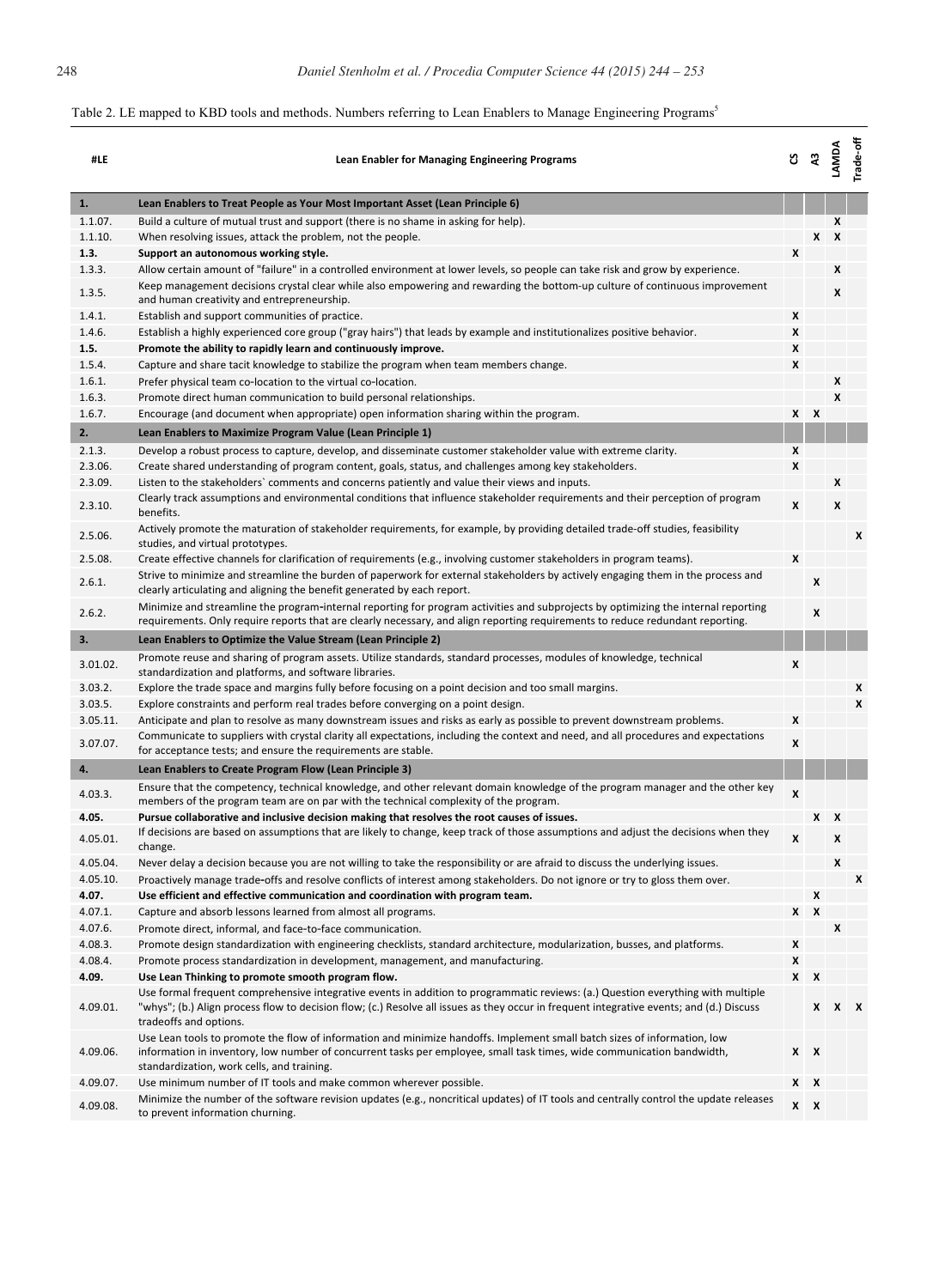Table 2. LE mapped to KBD tools and methods. Numbers referring to Lean Enablers to Manage Engineering Programs[5]

| #LE | Lean Enabler for Managing Engineering Programs | CS | A3 | LAMDA | Trade-off |
|---|---|---|---|---|---|
| **1.** | **Lean Enablers to Treat People as Your Most Important Asset (Lean Principle 6)** | | | | |
| 1.1.07. | Build a culture of mutual trust and support (there is no shame in asking for help). | | | X | |
| 1.1.10. | When resolving issues, attack the problem, not the people. | | X | X | |
| **1.3.** | **Support an autonomous working style.** | X | | | |
| 1.3.3. | Allow certain amount of "failure" in a controlled environment at lower levels, so people can take risk and grow by experience. | | | X | |
| 1.3.5. | Keep management decisions crystal clear while also empowering and rewarding the bottom-up culture of continuous improvement and human creativity and entrepreneurship. | | | X | |
| 1.4.1. | Establish and support communities of practice. | X | | | |
| 1.4.6. | Establish a highly experienced core group ("gray hairs") that leads by example and institutionalizes positive behavior. | X | | | |
| **1.5.** | **Promote the ability to rapidly learn and continuously improve.** | X | | | |
| 1.5.4. | Capture and share tacit knowledge to stabilize the program when team members change. | X | | | |
| 1.6.1. | Prefer physical team co-location to the virtual co-location. | | | X | |
| 1.6.3. | Promote direct human communication to build personal relationships. | | | X | |
| 1.6.7. | Encourage (and document when appropriate) open information sharing within the program. | X | X | | |
| **2.** | **Lean Enablers to Maximize Program Value (Lean Principle 1)** | | | | |
| 2.1.3. | Develop a robust process to capture, develop, and disseminate customer stakeholder value with extreme clarity. | X | | | |
| 2.3.06. | Create shared understanding of program content, goals, status, and challenges among key stakeholders. | X | | | |
| 2.3.09. | Listen to the stakeholders` comments and concerns patiently and value their views and inputs. | | | X | |
| 2.3.10. | Clearly track assumptions and environmental conditions that influence stakeholder requirements and their perception of program benefits. | X | | X | |
| 2.5.06. | Actively promote the maturation of stakeholder requirements, for example, by providing detailed trade-off studies, feasibility studies, and virtual prototypes. | | | | X |
| 2.5.08. | Create effective channels for clarification of requirements (e.g., involving customer stakeholders in program teams). | X | | | |
| 2.6.1. | Strive to minimize and streamline the burden of paperwork for external stakeholders by actively engaging them in the process and clearly articulating and aligning the benefit generated by each report. | | X | | |
| 2.6.2. | Minimize and streamline the program-internal reporting for program activities and subprojects by optimizing the internal reporting requirements. Only require reports that are clearly necessary, and align reporting requirements to reduce redundant reporting. | | X | | |
| **3.** | **Lean Enablers to Optimize the Value Stream (Lean Principle 2)** | | | | |
| 3.01.02. | Promote reuse and sharing of program assets. Utilize standards, standard processes, modules of knowledge, technical standardization and platforms, and software libraries. | X | | | |
| 3.03.2. | Explore the trade space and margins fully before focusing on a point decision and too small margins. | | | | X |
| 3.03.5. | Explore constraints and perform real trades before converging on a point design. | | | | X |
| 3.05.11. | Anticipate and plan to resolve as many downstream issues and risks as early as possible to prevent downstream problems. | X | | | |
| 3.07.07. | Communicate to suppliers with crystal clarity all expectations, including the context and need, and all procedures and expectations for acceptance tests; and ensure the requirements are stable. | X | | | |
| **4.** | **Lean Enablers to Create Program Flow (Lean Principle 3)** | | | | |
| 4.03.3. | Ensure that the competency, technical knowledge, and other relevant domain knowledge of the program manager and the other key members of the program team are on par with the technical complexity of the program. | X | | | |
| **4.05.** | **Pursue collaborative and inclusive decision making that resolves the root causes of issues.** | | X | X | |
| 4.05.01. | If decisions are based on assumptions that are likely to change, keep track of those assumptions and adjust the decisions when they change. | X | | X | |
| 4.05.04. | Never delay a decision because you are not willing to take the responsibility or are afraid to discuss the underlying issues. | | | X | |
| 4.05.10. | Proactively manage trade-offs and resolve conflicts of interest among stakeholders. Do not ignore or try to gloss them over. | | | | X |
| **4.07.** | **Use efficient and effective communication and coordination with program team.** | | X | | |
| 4.07.1. | Capture and absorb lessons learned from almost all programs. | X | X | | |
| 4.07.6. | Promote direct, informal, and face-to-face communication. | | | X | |
| 4.08.3. | Promote design standardization with engineering checklists, standard architecture, modularization, busses, and platforms. | X | | | |
| 4.08.4. | Promote process standardization in development, management, and manufacturing. | X | | | |
| **4.09.** | **Use Lean Thinking to promote smooth program flow.** | X | X | | |
| 4.09.01. | Use formal frequent comprehensive integrative events in addition to programmatic reviews: (a.) Question everything with multiple "whys"; (b.) Align process flow to decision flow; (c.) Resolve all issues as they occur in frequent integrative events; and (d.) Discuss tradeoffs and options. | | X | X | X |
| 4.09.06. | Use Lean tools to promote the flow of information and minimize handoffs. Implement small batch sizes of information, low information in inventory, low number of concurrent tasks per employee, small task times, wide communication bandwidth, standardization, work cells, and training. | X | X | | |
| 4.09.07. | Use minimum number of IT tools and make common wherever possible. | X | X | | |
| 4.09.08. | Minimize the number of the software revision updates (e.g., noncritical updates) of IT tools and centrally control the update releases to prevent information churning. | X | X | | |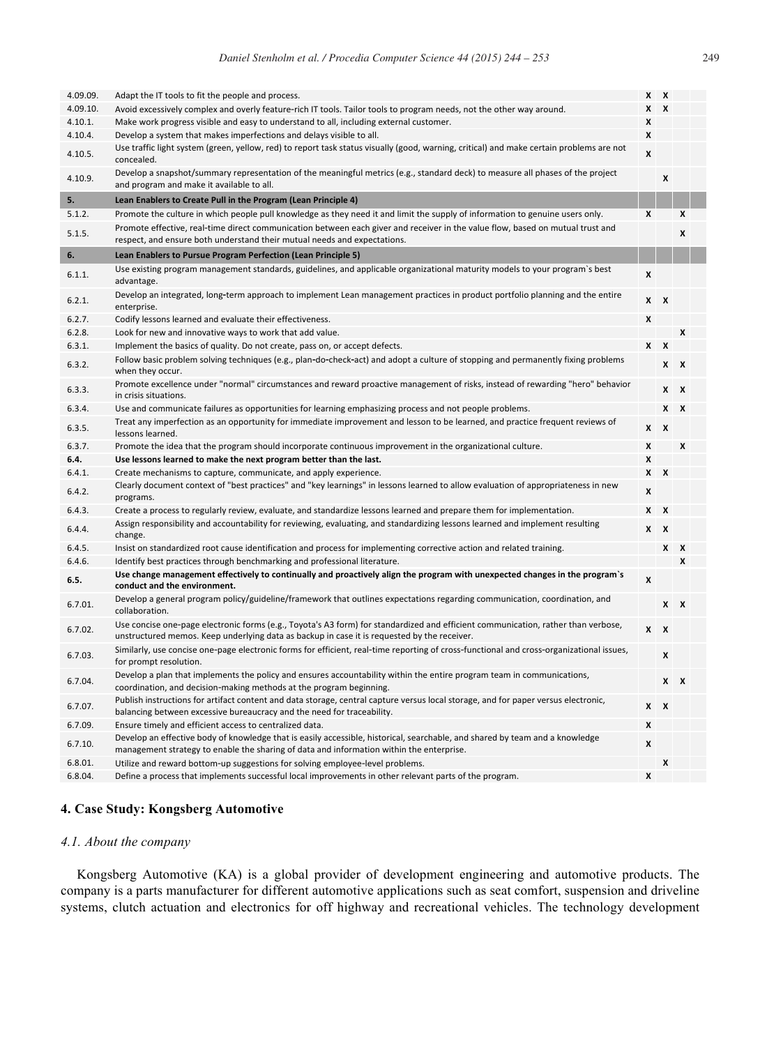| | | | | | |
|---|---|---|---|---|---|
| 4.09.09. | Adapt the IT tools to fit the people and process. | X | X | | |
| 4.09.10. | Avoid excessively complex and overly feature-rich IT tools. Tailor tools to program needs, not the other way around. | X | X | | |
| 4.10.1. | Make work progress visible and easy to understand to all, including external customer. | X | | | |
| 4.10.4. | Develop a system that makes imperfections and delays visible to all. | X | | | |
| 4.10.5. | Use traffic light system (green, yellow, red) to report task status visually (good, warning, critical) and make certain problems are not concealed. | X | | | |
| 4.10.9. | Develop a snapshot/summary representation of the meaningful metrics (e.g., standard deck) to measure all phases of the project and program and make it available to all. | | X | | |
| **5.** | **Lean Enablers to Create Pull in the Program (Lean Principle 4)** | | | | |
| 5.1.2. | Promote the culture in which people pull knowledge as they need it and limit the supply of information to genuine users only. | X | | X | |
| 5.1.5. | Promote effective, real-time direct communication between each giver and receiver in the value flow, based on mutual trust and respect, and ensure both understand their mutual needs and expectations. | | | X | |
| **6.** | **Lean Enablers to Pursue Program Perfection (Lean Principle 5)** | | | | |
| 6.1.1. | Use existing program management standards, guidelines, and applicable organizational maturity models to your program`s best advantage. | X | | | |
| 6.2.1. | Develop an integrated, long-term approach to implement Lean management practices in product portfolio planning and the entire enterprise. | X | X | | |
| 6.2.7. | Codify lessons learned and evaluate their effectiveness. | X | | | |
| 6.2.8. | Look for new and innovative ways to work that add value. | | | X | |
| 6.3.1. | Implement the basics of quality. Do not create, pass on, or accept defects. | X | X | | |
| 6.3.2. | Follow basic problem solving techniques (e.g., plan-do-check-act) and adopt a culture of stopping and permanently fixing problems when they occur. | | X | X | |
| 6.3.3. | Promote excellence under "normal" circumstances and reward proactive management of risks, instead of rewarding "hero" behavior in crisis situations. | | X | X | |
| 6.3.4. | Use and communicate failures as opportunities for learning emphasizing process and not people problems. | | X | X | |
| 6.3.5. | Treat any imperfection as an opportunity for immediate improvement and lesson to be learned, and practice frequent reviews of lessons learned. | X | X | | |
| 6.3.7. | Promote the idea that the program should incorporate continuous improvement in the organizational culture. | X | | X | |
| **6.4.** | **Use lessons learned to make the next program better than the last.** | X | | | |
| 6.4.1. | Create mechanisms to capture, communicate, and apply experience. | X | X | | |
| 6.4.2. | Clearly document context of "best practices" and "key learnings" in lessons learned to allow evaluation of appropriateness in new programs. | X | | | |
| 6.4.3. | Create a process to regularly review, evaluate, and standardize lessons learned and prepare them for implementation. | X | X | | |
| 6.4.4. | Assign responsibility and accountability for reviewing, evaluating, and standardizing lessons learned and implement resulting change. | X | X | | |
| 6.4.5. | Insist on standardized root cause identification and process for implementing corrective action and related training. | | X | X | |
| 6.4.6. | Identify best practices through benchmarking and professional literature. | | | X | |
| **6.5.** | **Use change management effectively to continually and proactively align the program with unexpected changes in the program`s conduct and the environment.** | X | | | |
| 6.7.01. | Develop a general program policy/guideline/framework that outlines expectations regarding communication, coordination, and collaboration. | | X | X | |
| 6.7.02. | Use concise one-page electronic forms (e.g., Toyota's A3 form) for standardized and efficient communication, rather than verbose, unstructured memos. Keep underlying data as backup in case it is requested by the receiver. | X | X | | |
| 6.7.03. | Similarly, use concise one-page electronic forms for efficient, real-time reporting of cross-functional and cross-organizational issues, for prompt resolution. | | X | | |
| 6.7.04. | Develop a plan that implements the policy and ensures accountability within the entire program team in communications, coordination, and decision-making methods at the program beginning. | | X | X | |
| 6.7.07. | Publish instructions for artifact content and data storage, central capture versus local storage, and for paper versus electronic, balancing between excessive bureaucracy and the need for traceability. | X | X | | |
| 6.7.09. | Ensure timely and efficient access to centralized data. | X | | | |
| 6.7.10. | Develop an effective body of knowledge that is easily accessible, historical, searchable, and shared by team and a knowledge management strategy to enable the sharing of data and information within the enterprise. | X | | | |
| 6.8.01. | Utilize and reward bottom-up suggestions for solving employee-level problems. | | X | | |
| 6.8.04. | Define a process that implements successful local improvements in other relevant parts of the program. | X | | | |

## 4. Case Study: Kongsberg Automotive

### *4.1. About the company*

Kongsberg Automotive (KA) is a global provider of development engineering and automotive products. The company is a parts manufacturer for different automotive applications such as seat comfort, suspension and driveline systems, clutch actuation and electronics for off highway and recreational vehicles. The technology development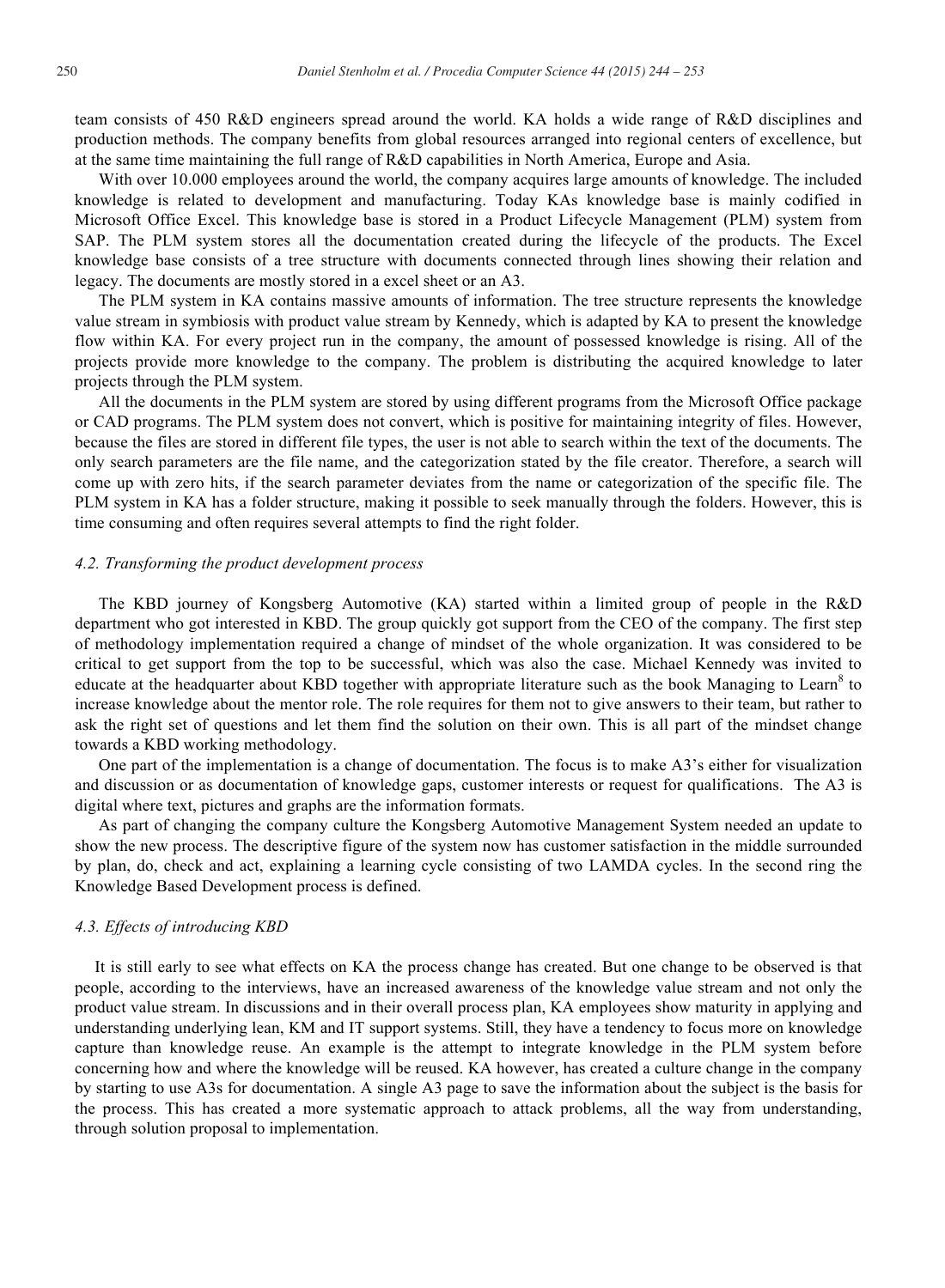team consists of 450 R&D engineers spread around the world. KA holds a wide range of R&D disciplines and production methods. The company benefits from global resources arranged into regional centers of excellence, but at the same time maintaining the full range of R&D capabilities in North America, Europe and Asia.

With over 10.000 employees around the world, the company acquires large amounts of knowledge. The included knowledge is related to development and manufacturing. Today KAs knowledge base is mainly codified in Microsoft Office Excel. This knowledge base is stored in a Product Lifecycle Management (PLM) system from SAP. The PLM system stores all the documentation created during the lifecycle of the products. The Excel knowledge base consists of a tree structure with documents connected through lines showing their relation and legacy. The documents are mostly stored in a excel sheet or an A3.

The PLM system in KA contains massive amounts of information. The tree structure represents the knowledge value stream in symbiosis with product value stream by Kennedy, which is adapted by KA to present the knowledge flow within KA. For every project run in the company, the amount of possessed knowledge is rising. All of the projects provide more knowledge to the company. The problem is distributing the acquired knowledge to later projects through the PLM system.

All the documents in the PLM system are stored by using different programs from the Microsoft Office package or CAD programs. The PLM system does not convert, which is positive for maintaining integrity of files. However, because the files are stored in different file types, the user is not able to search within the text of the documents. The only search parameters are the file name, and the categorization stated by the file creator. Therefore, a search will come up with zero hits, if the search parameter deviates from the name or categorization of the specific file. The PLM system in KA has a folder structure, making it possible to seek manually through the folders. However, this is time consuming and often requires several attempts to find the right folder.

### *4.2. Transforming the product development process*

The KBD journey of Kongsberg Automotive (KA) started within a limited group of people in the R&D department who got interested in KBD. The group quickly got support from the CEO of the company. The first step of methodology implementation required a change of mindset of the whole organization. It was considered to be critical to get support from the top to be successful, which was also the case. Michael Kennedy was invited to educate at the headquarter about KBD together with appropriate literature such as the book Managing to Learn[8] to increase knowledge about the mentor role. The role requires for them not to give answers to their team, but rather to ask the right set of questions and let them find the solution on their own. This is all part of the mindset change towards a KBD working methodology.

One part of the implementation is a change of documentation. The focus is to make A3's either for visualization and discussion or as documentation of knowledge gaps, customer interests or request for qualifications. The A3 is digital where text, pictures and graphs are the information formats.

As part of changing the company culture the Kongsberg Automotive Management System needed an update to show the new process. The descriptive figure of the system now has customer satisfaction in the middle surrounded by plan, do, check and act, explaining a learning cycle consisting of two LAMDA cycles. In the second ring the Knowledge Based Development process is defined.

### *4.3. Effects of introducing KBD*

It is still early to see what effects on KA the process change has created. But one change to be observed is that people, according to the interviews, have an increased awareness of the knowledge value stream and not only the product value stream. In discussions and in their overall process plan, KA employees show maturity in applying and understanding underlying lean, KM and IT support systems. Still, they have a tendency to focus more on knowledge capture than knowledge reuse. An example is the attempt to integrate knowledge in the PLM system before concerning how and where the knowledge will be reused. KA however, has created a culture change in the company by starting to use A3s for documentation. A single A3 page to save the information about the subject is the basis for the process. This has created a more systematic approach to attack problems, all the way from understanding, through solution proposal to implementation.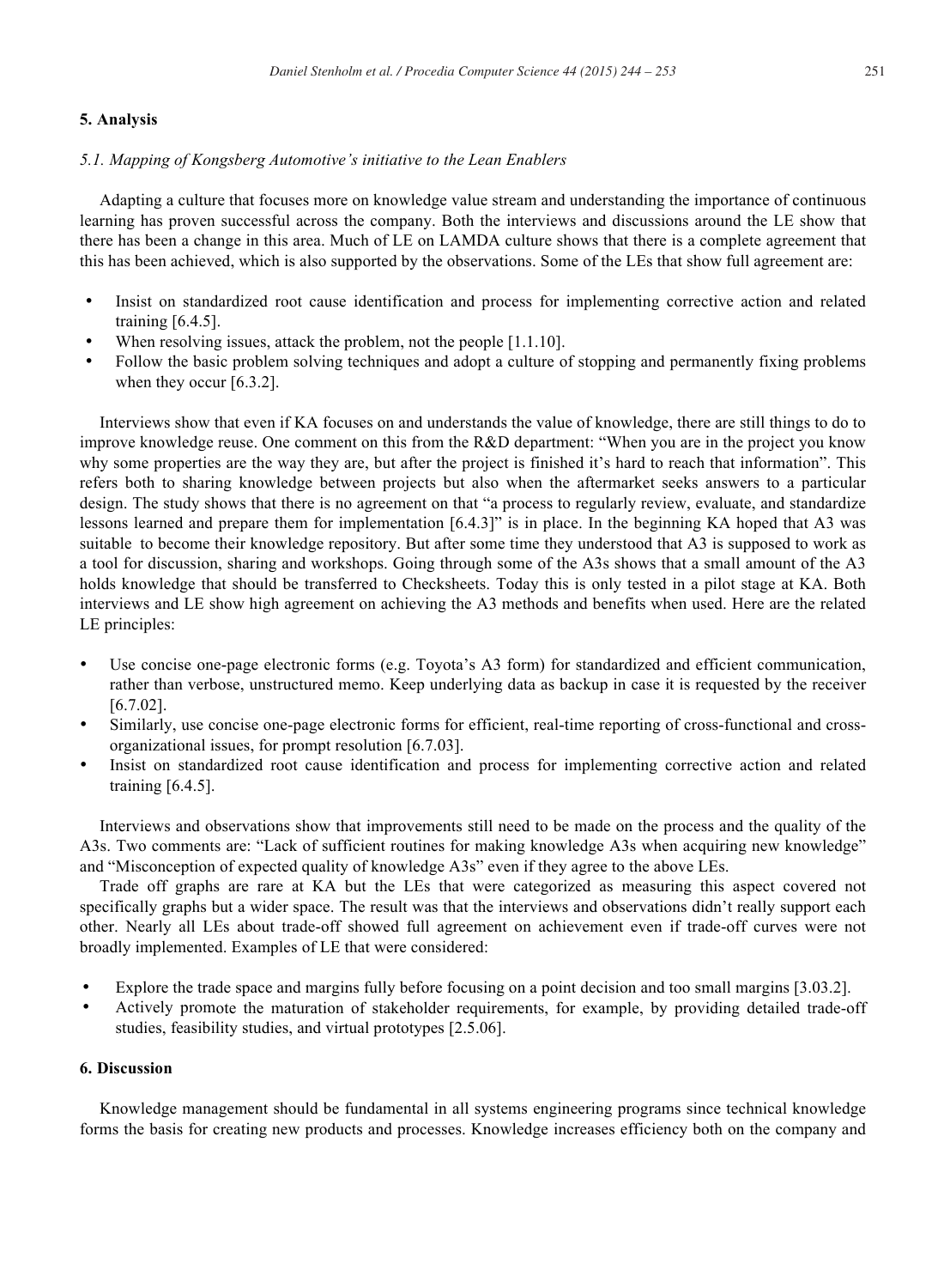## 5. Analysis

### *5.1. Mapping of Kongsberg Automotive's initiative to the Lean Enablers*

Adapting a culture that focuses more on knowledge value stream and understanding the importance of continuous learning has proven successful across the company. Both the interviews and discussions around the LE show that there has been a change in this area. Much of LE on LAMDA culture shows that there is a complete agreement that this has been achieved, which is also supported by the observations. Some of the LEs that show full agreement are:

- Insist on standardized root cause identification and process for implementing corrective action and related training [6.4.5].
- When resolving issues, attack the problem, not the people [1.1.10].
- Follow the basic problem solving techniques and adopt a culture of stopping and permanently fixing problems when they occur [6.3.2].

Interviews show that even if KA focuses on and understands the value of knowledge, there are still things to do to improve knowledge reuse. One comment on this from the R&D department: "When you are in the project you know why some properties are the way they are, but after the project is finished it's hard to reach that information". This refers both to sharing knowledge between projects but also when the aftermarket seeks answers to a particular design. The study shows that there is no agreement on that "a process to regularly review, evaluate, and standardize lessons learned and prepare them for implementation [6.4.3]" is in place. In the beginning KA hoped that A3 was suitable to become their knowledge repository. But after some time they understood that A3 is supposed to work as a tool for discussion, sharing and workshops. Going through some of the A3s shows that a small amount of the A3 holds knowledge that should be transferred to Checksheets. Today this is only tested in a pilot stage at KA. Both interviews and LE show high agreement on achieving the A3 methods and benefits when used. Here are the related LE principles:

- Use concise one-page electronic forms (e.g. Toyota's A3 form) for standardized and efficient communication, rather than verbose, unstructured memo. Keep underlying data as backup in case it is requested by the receiver [6.7.02].
- Similarly, use concise one-page electronic forms for efficient, real-time reporting of cross-functional and cross-organizational issues, for prompt resolution [6.7.03].
- Insist on standardized root cause identification and process for implementing corrective action and related training [6.4.5].

Interviews and observations show that improvements still need to be made on the process and the quality of the A3s. Two comments are: "Lack of sufficient routines for making knowledge A3s when acquiring new knowledge" and "Misconception of expected quality of knowledge A3s" even if they agree to the above LEs.

Trade off graphs are rare at KA but the LEs that were categorized as measuring this aspect covered not specifically graphs but a wider space. The result was that the interviews and observations didn't really support each other. Nearly all LEs about trade-off showed full agreement on achievement even if trade-off curves were not broadly implemented. Examples of LE that were considered:

- Explore the trade space and margins fully before focusing on a point decision and too small margins [3.03.2].
- Actively promote the maturation of stakeholder requirements, for example, by providing detailed trade-off studies, feasibility studies, and virtual prototypes [2.5.06].

## 6. Discussion

Knowledge management should be fundamental in all systems engineering programs since technical knowledge forms the basis for creating new products and processes. Knowledge increases efficiency both on the company and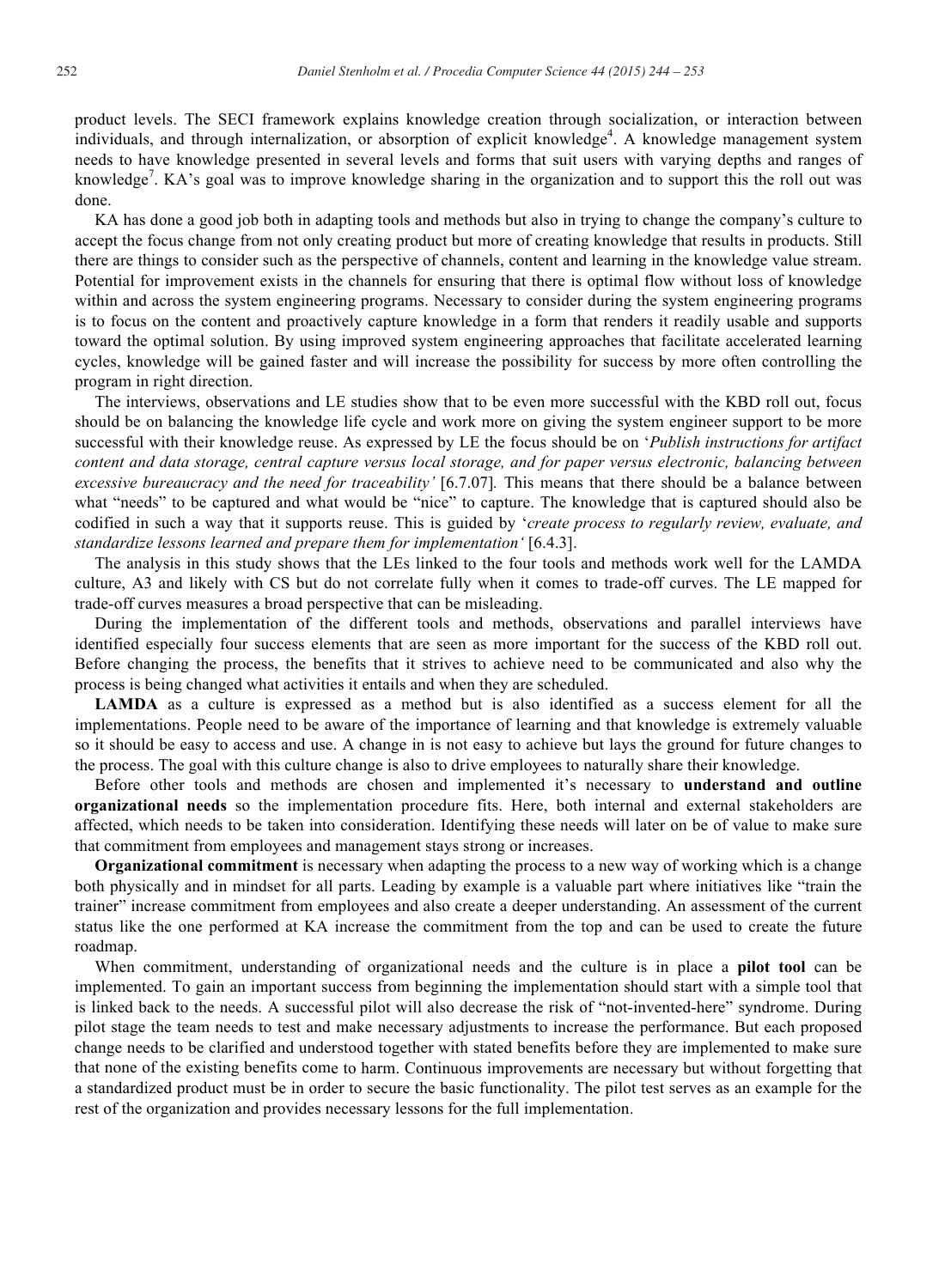product levels. The SECI framework explains knowledge creation through socialization, or interaction between individuals, and through internalization, or absorption of explicit knowledge[4]. A knowledge management system needs to have knowledge presented in several levels and forms that suit users with varying depths and ranges of knowledge[7]. KA's goal was to improve knowledge sharing in the organization and to support this the roll out was done.

KA has done a good job both in adapting tools and methods but also in trying to change the company's culture to accept the focus change from not only creating product but more of creating knowledge that results in products. Still there are things to consider such as the perspective of channels, content and learning in the knowledge value stream. Potential for improvement exists in the channels for ensuring that there is optimal flow without loss of knowledge within and across the system engineering programs. Necessary to consider during the system engineering programs is to focus on the content and proactively capture knowledge in a form that renders it readily usable and supports toward the optimal solution. By using improved system engineering approaches that facilitate accelerated learning cycles, knowledge will be gained faster and will increase the possibility for success by more often controlling the program in right direction.

The interviews, observations and LE studies show that to be even more successful with the KBD roll out, focus should be on balancing the knowledge life cycle and work more on giving the system engineer support to be more successful with their knowledge reuse. As expressed by LE the focus should be on '*Publish instructions for artifact content and data storage, central capture versus local storage, and for paper versus electronic, balancing between excessive bureaucracy and the need for traceability'* [6.7.07]. This means that there should be a balance between what "needs" to be captured and what would be "nice" to capture. The knowledge that is captured should also be codified in such a way that it supports reuse. This is guided by '*create process to regularly review, evaluate, and standardize lessons learned and prepare them for implementation'* [6.4.3].

The analysis in this study shows that the LEs linked to the four tools and methods work well for the LAMDA culture, A3 and likely with CS but do not correlate fully when it comes to trade-off curves. The LE mapped for trade-off curves measures a broad perspective that can be misleading.

During the implementation of the different tools and methods, observations and parallel interviews have identified especially four success elements that are seen as more important for the success of the KBD roll out. Before changing the process, the benefits that it strives to achieve need to be communicated and also why the process is being changed what activities it entails and when they are scheduled.

**LAMDA** as a culture is expressed as a method but is also identified as a success element for all the implementations. People need to be aware of the importance of learning and that knowledge is extremely valuable so it should be easy to access and use. A change in is not easy to achieve but lays the ground for future changes to the process. The goal with this culture change is also to drive employees to naturally share their knowledge.

Before other tools and methods are chosen and implemented it's necessary to **understand and outline organizational needs** so the implementation procedure fits. Here, both internal and external stakeholders are affected, which needs to be taken into consideration. Identifying these needs will later on be of value to make sure that commitment from employees and management stays strong or increases.

**Organizational commitment** is necessary when adapting the process to a new way of working which is a change both physically and in mindset for all parts. Leading by example is a valuable part where initiatives like "train the trainer" increase commitment from employees and also create a deeper understanding. An assessment of the current status like the one performed at KA increase the commitment from the top and can be used to create the future roadmap.

When commitment, understanding of organizational needs and the culture is in place a **pilot tool** can be implemented. To gain an important success from beginning the implementation should start with a simple tool that is linked back to the needs. A successful pilot will also decrease the risk of "not-invented-here" syndrome. During pilot stage the team needs to test and make necessary adjustments to increase the performance. But each proposed change needs to be clarified and understood together with stated benefits before they are implemented to make sure that none of the existing benefits come to harm. Continuous improvements are necessary but without forgetting that a standardized product must be in order to secure the basic functionality. The pilot test serves as an example for the rest of the organization and provides necessary lessons for the full implementation.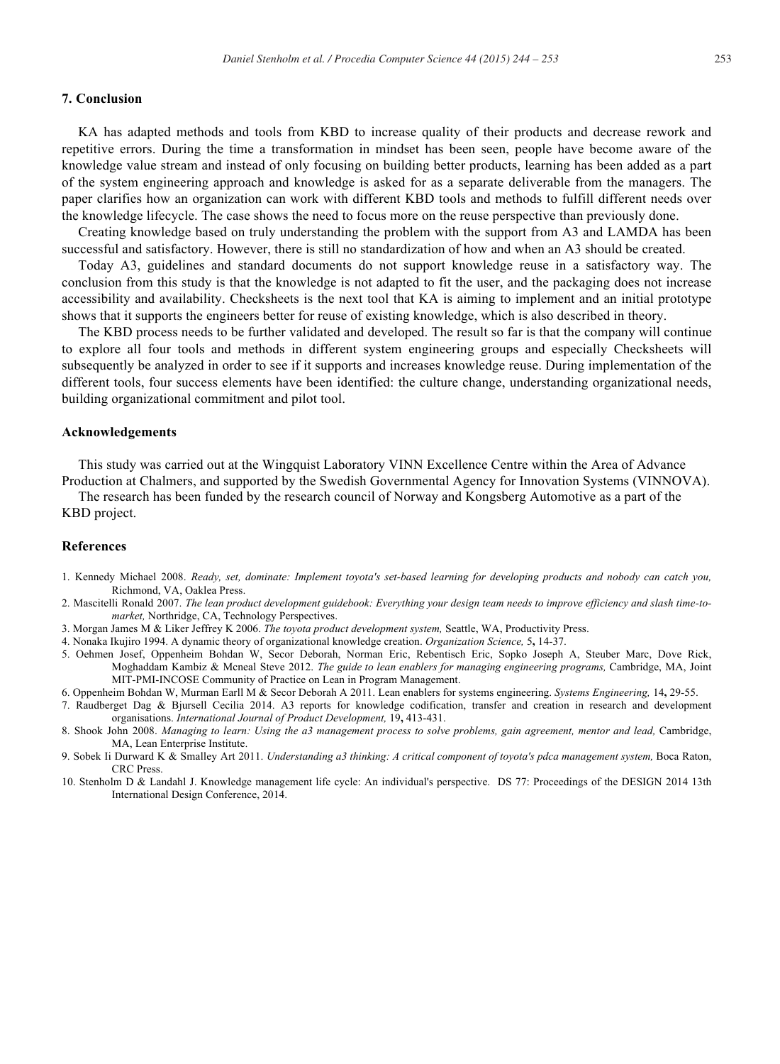## 7. Conclusion

KA has adapted methods and tools from KBD to increase quality of their products and decrease rework and repetitive errors. During the time a transformation in mindset has been seen, people have become aware of the knowledge value stream and instead of only focusing on building better products, learning has been added as a part of the system engineering approach and knowledge is asked for as a separate deliverable from the managers. The paper clarifies how an organization can work with different KBD tools and methods to fulfill different needs over the knowledge lifecycle. The case shows the need to focus more on the reuse perspective than previously done.

Creating knowledge based on truly understanding the problem with the support from A3 and LAMDA has been successful and satisfactory. However, there is still no standardization of how and when an A3 should be created.

Today A3, guidelines and standard documents do not support knowledge reuse in a satisfactory way. The conclusion from this study is that the knowledge is not adapted to fit the user, and the packaging does not increase accessibility and availability. Checksheets is the next tool that KA is aiming to implement and an initial prototype shows that it supports the engineers better for reuse of existing knowledge, which is also described in theory.

The KBD process needs to be further validated and developed. The result so far is that the company will continue to explore all four tools and methods in different system engineering groups and especially Checksheets will subsequently be analyzed in order to see if it supports and increases knowledge reuse. During implementation of the different tools, four success elements have been identified: the culture change, understanding organizational needs, building organizational commitment and pilot tool.

## Acknowledgements

This study was carried out at the Wingquist Laboratory VINN Excellence Centre within the Area of Advance Production at Chalmers, and supported by the Swedish Governmental Agency for Innovation Systems (VINNOVA).

The research has been funded by the research council of Norway and Kongsberg Automotive as a part of the KBD project.

## References

1. Kennedy Michael 2008. *Ready, set, dominate: Implement toyota's set-based learning for developing products and nobody can catch you,* Richmond, VA, Oaklea Press.
2. Mascitelli Ronald 2007. *The lean product development guidebook: Everything your design team needs to improve efficiency and slash time-to-market,* Northridge, CA, Technology Perspectives.
3. Morgan James M & Liker Jeffrey K 2006. *The toyota product development system,* Seattle, WA, Productivity Press.
4. Nonaka Ikujiro 1994. A dynamic theory of organizational knowledge creation. *Organization Science,* 5**,** 14-37.
5. Oehmen Josef, Oppenheim Bohdan W, Secor Deborah, Norman Eric, Rebentisch Eric, Sopko Joseph A, Steuber Marc, Dove Rick, Moghaddam Kambiz & Mcneal Steve 2012. *The guide to lean enablers for managing engineering programs,* Cambridge, MA, Joint MIT-PMI-INCOSE Community of Practice on Lean in Program Management.
6. Oppenheim Bohdan W, Murman Earll M & Secor Deborah A 2011. Lean enablers for systems engineering. *Systems Engineering,* 14**,** 29-55.
7. Raudberget Dag & Bjursell Cecilia 2014. A3 reports for knowledge codification, transfer and creation in research and development organisations. *International Journal of Product Development,* 19**,** 413-431.
8. Shook John 2008. *Managing to learn: Using the a3 management process to solve problems, gain agreement, mentor and lead,* Cambridge, MA, Lean Enterprise Institute.
9. Sobek Ii Durward K & Smalley Art 2011. *Understanding a3 thinking: A critical component of toyota's pdca management system,* Boca Raton, CRC Press.
10. Stenholm D & Landahl J. Knowledge management life cycle: An individual's perspective. DS 77: Proceedings of the DESIGN 2014 13th International Design Conference, 2014.